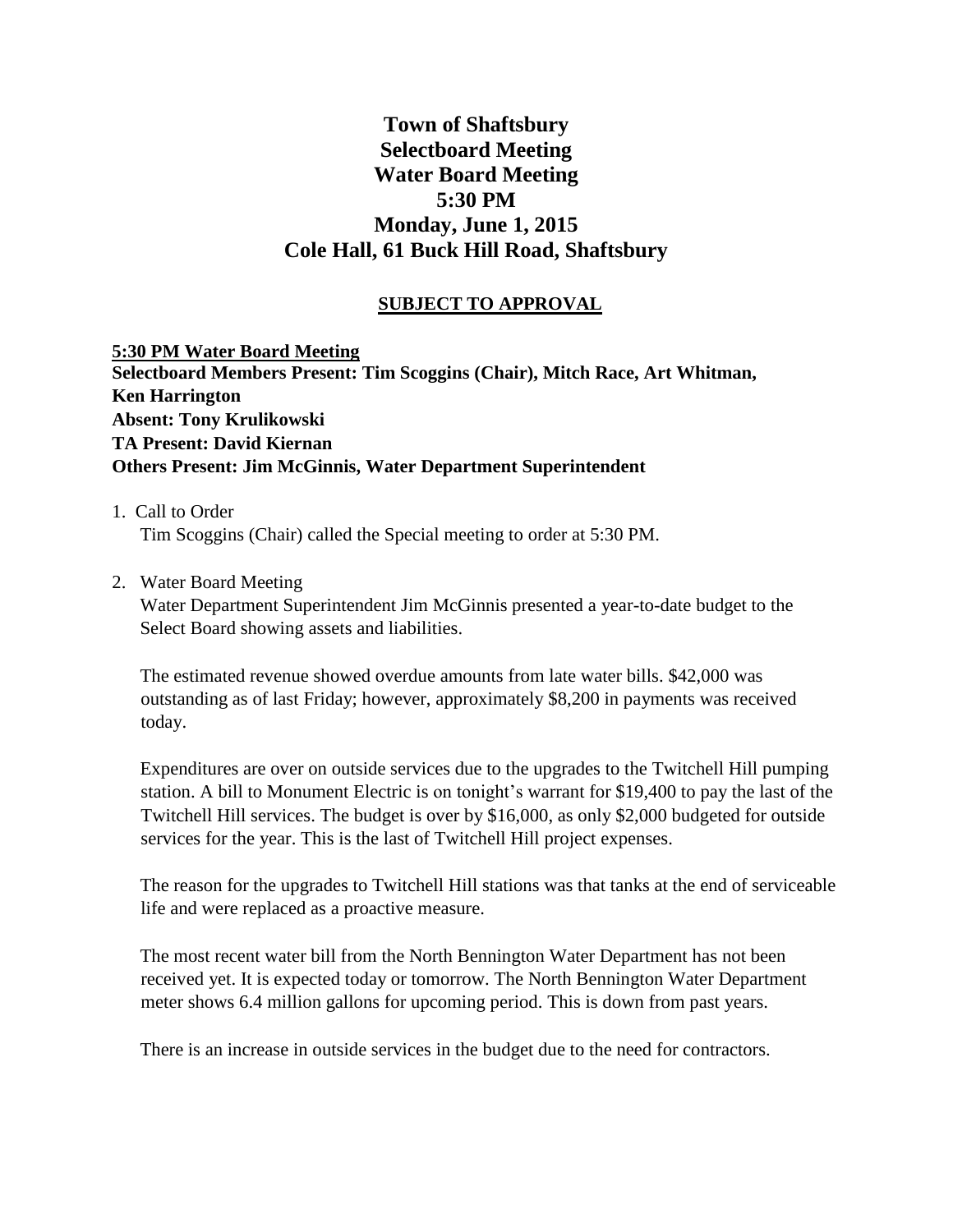# Town of Shaftsbury
# Selectboard Meeting
# Water Board Meeting
# 5:30 PM
# Monday, June 1, 2015
# Cole Hall, 61 Buck Hill Road, Shaftsbury

**SUBJECT TO APPROVAL**

**5:30 PM Water Board Meeting**
**Selectboard Members Present: Tim Scoggins (Chair), Mitch Race, Art Whitman, Ken Harrington**
**Absent: Tony Krulikowski**
**TA Present: David Kiernan**
**Others Present: Jim McGinnis, Water Department Superintendent**

1. Call to Order
   Tim Scoggins (Chair) called the Special meeting to order at 5:30 PM.

2. Water Board Meeting
   Water Department Superintendent Jim McGinnis presented a year-to-date budget to the Select Board showing assets and liabilities.

   The estimated revenue showed overdue amounts from late water bills. $42,000 was outstanding as of last Friday; however, approximately $8,200 in payments was received today.

   Expenditures are over on outside services due to the upgrades to the Twitchell Hill pumping station. A bill to Monument Electric is on tonight's warrant for $19,400 to pay the last of the Twitchell Hill services. The budget is over by $16,000, as only $2,000 budgeted for outside services for the year. This is the last of Twitchell Hill project expenses.

   The reason for the upgrades to Twitchell Hill stations was that tanks at the end of serviceable life and were replaced as a proactive measure.

   The most recent water bill from the North Bennington Water Department has not been received yet. It is expected today or tomorrow. The North Bennington Water Department meter shows 6.4 million gallons for upcoming period. This is down from past years.

   There is an increase in outside services in the budget due to the need for contractors.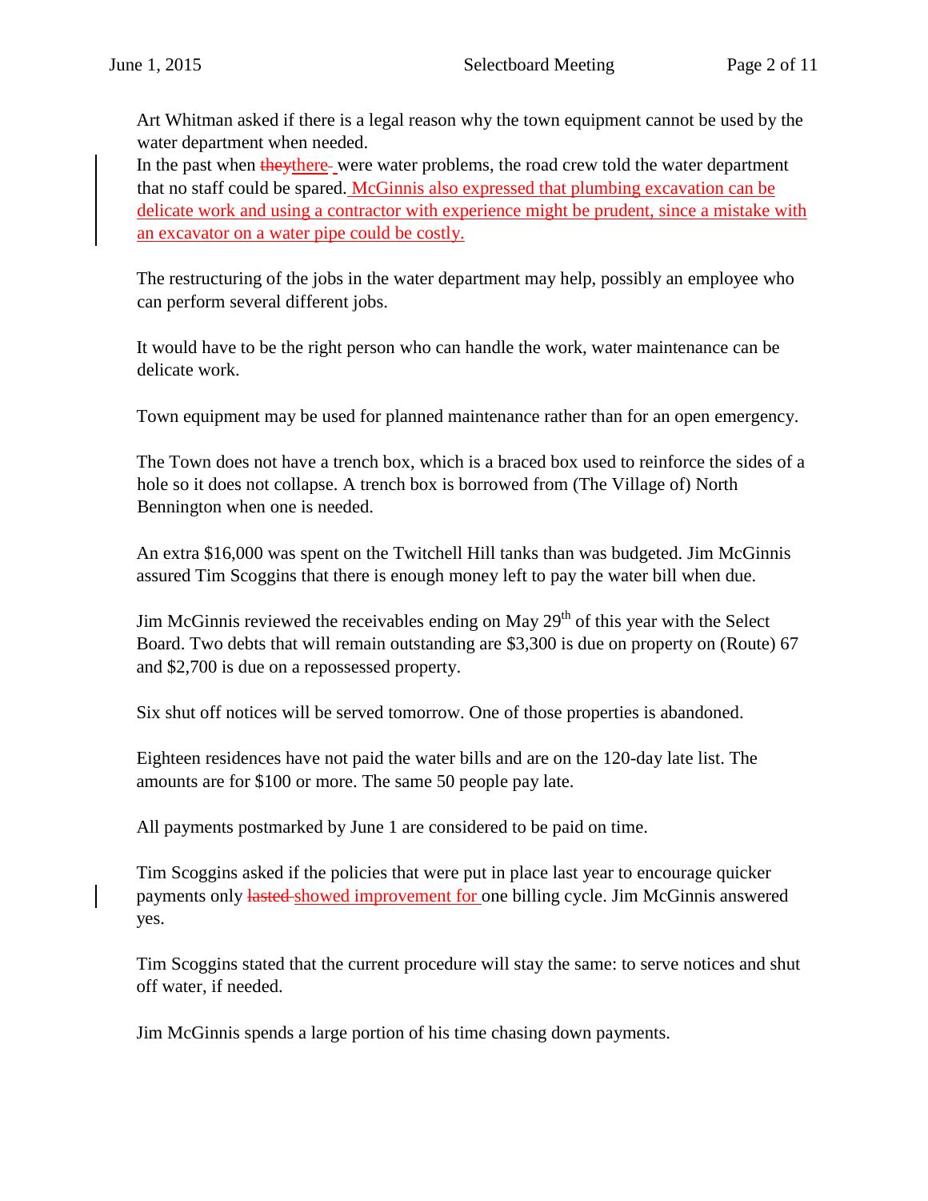Art Whitman asked if there is a legal reason why the town equipment cannot be used by the water department when needed.
In the past when ~~they~~there were water problems, the road crew told the water department that no staff could be spared. McGinnis also expressed that plumbing excavation can be delicate work and using a contractor with experience might be prudent, since a mistake with an excavator on a water pipe could be costly.

The restructuring of the jobs in the water department may help, possibly an employee who can perform several different jobs.

It would have to be the right person who can handle the work, water maintenance can be delicate work.

Town equipment may be used for planned maintenance rather than for an open emergency.

The Town does not have a trench box, which is a braced box used to reinforce the sides of a hole so it does not collapse. A trench box is borrowed from (The Village of) North Bennington when one is needed.

An extra $16,000 was spent on the Twitchell Hill tanks than was budgeted. Jim McGinnis assured Tim Scoggins that there is enough money left to pay the water bill when due.

Jim McGinnis reviewed the receivables ending on May 29th of this year with the Select Board. Two debts that will remain outstanding are $3,300 is due on property on (Route) 67 and $2,700 is due on a repossessed property.

Six shut off notices will be served tomorrow. One of those properties is abandoned.

Eighteen residences have not paid the water bills and are on the 120-day late list. The amounts are for $100 or more. The same 50 people pay late.

All payments postmarked by June 1 are considered to be paid on time.

Tim Scoggins asked if the policies that were put in place last year to encourage quicker payments only ~~lasted~~ showed improvement for one billing cycle. Jim McGinnis answered yes.

Tim Scoggins stated that the current procedure will stay the same: to serve notices and shut off water, if needed.

Jim McGinnis spends a large portion of his time chasing down payments.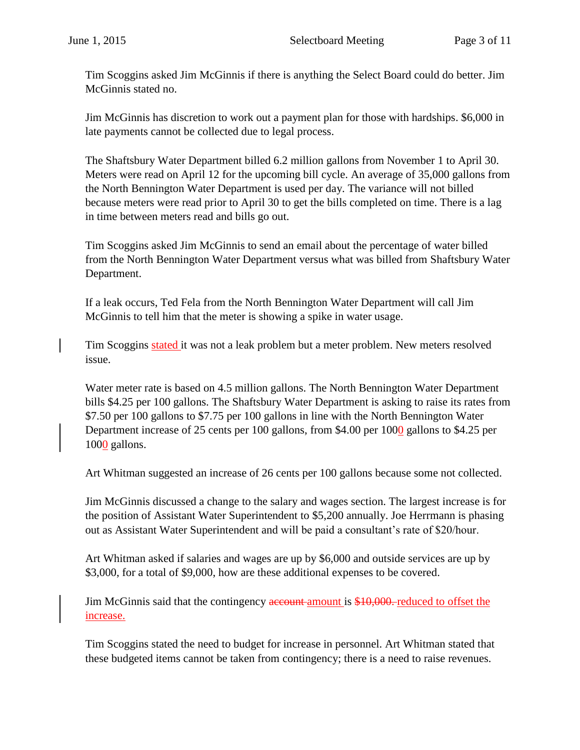Tim Scoggins asked Jim McGinnis if there is anything the Select Board could do better. Jim McGinnis stated no.

Jim McGinnis has discretion to work out a payment plan for those with hardships. $6,000 in late payments cannot be collected due to legal process.

The Shaftsbury Water Department billed 6.2 million gallons from November 1 to April 30. Meters were read on April 12 for the upcoming bill cycle. An average of 35,000 gallons from the North Bennington Water Department is used per day. The variance will not billed because meters were read prior to April 30 to get the bills completed on time. There is a lag in time between meters read and bills go out.

Tim Scoggins asked Jim McGinnis to send an email about the percentage of water billed from the North Bennington Water Department versus what was billed from Shaftsbury Water Department.

If a leak occurs, Ted Fela from the North Bennington Water Department will call Jim McGinnis to tell him that the meter is showing a spike in water usage.

Tim Scoggins stated it was not a leak problem but a meter problem. New meters resolved issue.

Water meter rate is based on 4.5 million gallons. The North Bennington Water Department bills $4.25 per 100 gallons. The Shaftsbury Water Department is asking to raise its rates from $7.50 per 100 gallons to $7.75 per 100 gallons in line with the North Bennington Water Department increase of 25 cents per 100 gallons, from $4.00 per 1000 gallons to $4.25 per 1000 gallons.

Art Whitman suggested an increase of 26 cents per 100 gallons because some not collected.

Jim McGinnis discussed a change to the salary and wages section. The largest increase is for the position of Assistant Water Superintendent to $5,200 annually. Joe Herrmann is phasing out as Assistant Water Superintendent and will be paid a consultant's rate of $20/hour.

Art Whitman asked if salaries and wages are up by $6,000 and outside services are up by $3,000, for a total of $9,000, how are these additional expenses to be covered.

Jim McGinnis said that the contingency ~~account~~ amount is ~~$10,000.~~ reduced to offset the increase.

Tim Scoggins stated the need to budget for increase in personnel. Art Whitman stated that these budgeted items cannot be taken from contingency; there is a need to raise revenues.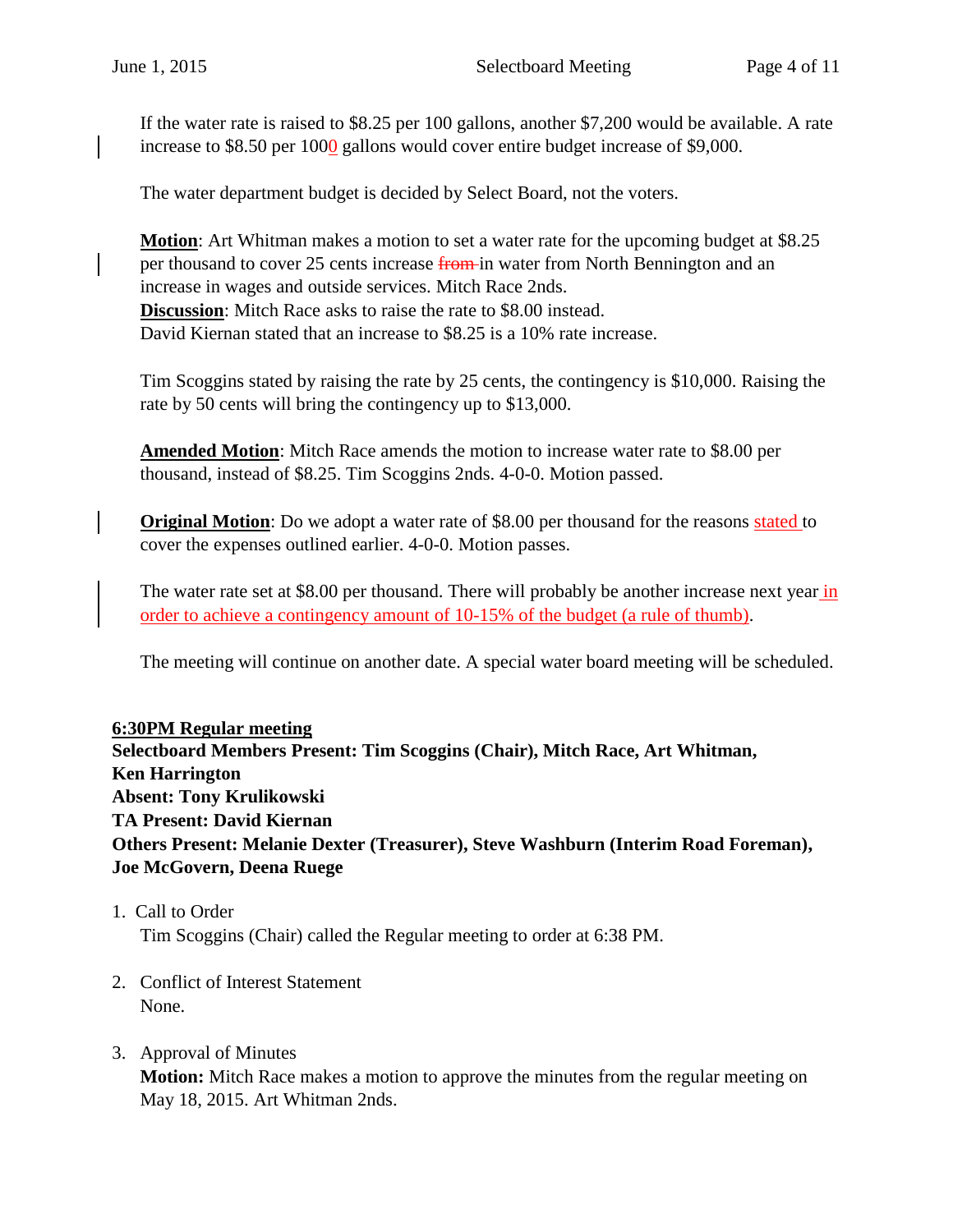If the water rate is raised to $8.25 per 100 gallons, another $7,200 would be available. A rate increase to $8.50 per 1000 gallons would cover entire budget increase of $9,000.

The water department budget is decided by Select Board, not the voters.

**Motion**: Art Whitman makes a motion to set a water rate for the upcoming budget at $8.25 per thousand to cover 25 cents increase ~~from~~ in water from North Bennington and an increase in wages and outside services. Mitch Race 2nds.
**Discussion**: Mitch Race asks to raise the rate to $8.00 instead.
David Kiernan stated that an increase to $8.25 is a 10% rate increase.

Tim Scoggins stated by raising the rate by 25 cents, the contingency is $10,000. Raising the rate by 50 cents will bring the contingency up to $13,000.

**Amended Motion**: Mitch Race amends the motion to increase water rate to $8.00 per thousand, instead of $8.25. Tim Scoggins 2nds. 4-0-0. Motion passed.

**Original Motion**: Do we adopt a water rate of $8.00 per thousand for the reasons stated to cover the expenses outlined earlier. 4-0-0. Motion passes.

The water rate set at $8.00 per thousand. There will probably be another increase next year in order to achieve a contingency amount of 10-15% of the budget (a rule of thumb).

The meeting will continue on another date. A special water board meeting will be scheduled.

**6:30PM Regular meeting**
**Selectboard Members Present: Tim Scoggins (Chair), Mitch Race, Art Whitman, Ken Harrington**
**Absent: Tony Krulikowski**
**TA Present: David Kiernan**
**Others Present: Melanie Dexter (Treasurer), Steve Washburn (Interim Road Foreman), Joe McGovern, Deena Ruege**

1. Call to Order
   Tim Scoggins (Chair) called the Regular meeting to order at 6:38 PM.

2. Conflict of Interest Statement
   None.

3. Approval of Minutes
   **Motion:** Mitch Race makes a motion to approve the minutes from the regular meeting on May 18, 2015. Art Whitman 2nds.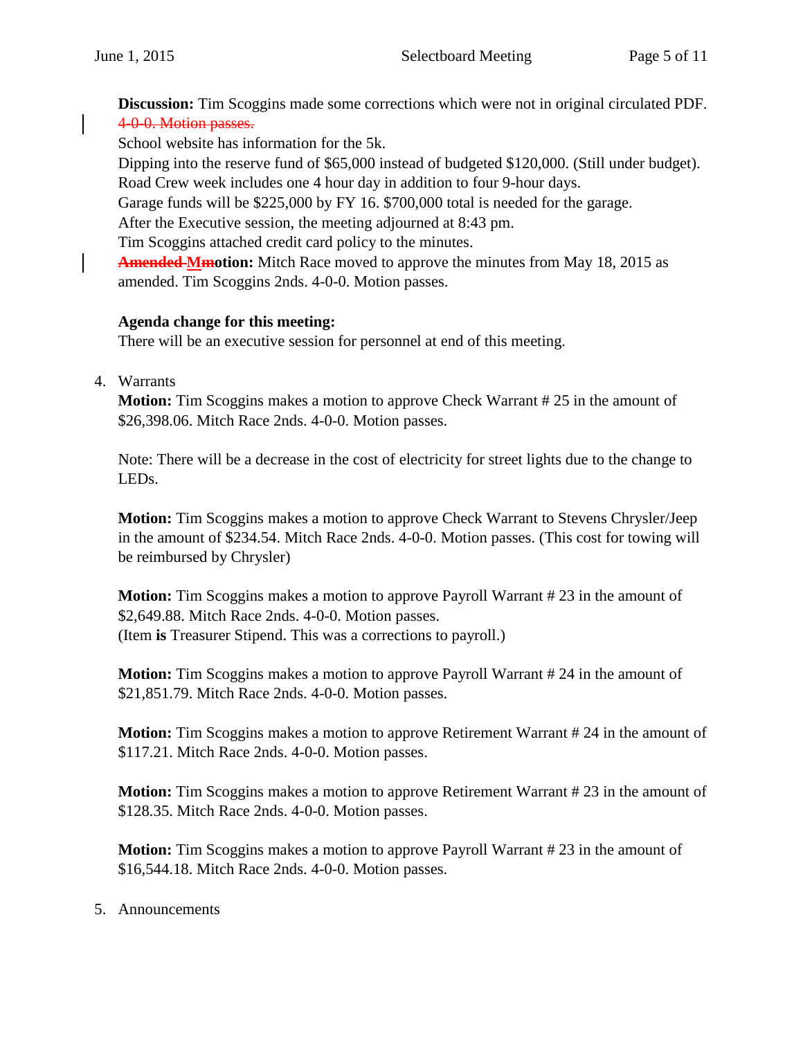**Discussion:** Tim Scoggins made some corrections which were not in original circulated PDF. ~~4-0-0. Motion passes.~~

School website has information for the 5k.

Dipping into the reserve fund of $65,000 instead of budgeted $120,000. (Still under budget).

Road Crew week includes one 4 hour day in addition to four 9-hour days.

Garage funds will be $225,000 by FY 16. $700,000 total is needed for the garage.

After the Executive session, the meeting adjourned at 8:43 pm.

Tim Scoggins attached credit card policy to the minutes.

**~~Amended M~~motion:** Mitch Race moved to approve the minutes from May 18, 2015 as amended. Tim Scoggins 2nds. 4-0-0. Motion passes.

**Agenda change for this meeting:**

There will be an executive session for personnel at end of this meeting.

4. Warrants

**Motion:** Tim Scoggins makes a motion to approve Check Warrant # 25 in the amount of $26,398.06. Mitch Race 2nds. 4-0-0. Motion passes.

Note: There will be a decrease in the cost of electricity for street lights due to the change to LEDs.

**Motion:** Tim Scoggins makes a motion to approve Check Warrant to Stevens Chrysler/Jeep in the amount of $234.54. Mitch Race 2nds. 4-0-0. Motion passes. (This cost for towing will be reimbursed by Chrysler)

**Motion:** Tim Scoggins makes a motion to approve Payroll Warrant # 23 in the amount of $2,649.88. Mitch Race 2nds. 4-0-0. Motion passes.
(Item **is** Treasurer Stipend. This was a corrections to payroll.)

**Motion:** Tim Scoggins makes a motion to approve Payroll Warrant # 24 in the amount of $21,851.79. Mitch Race 2nds. 4-0-0. Motion passes.

**Motion:** Tim Scoggins makes a motion to approve Retirement Warrant # 24 in the amount of $117.21. Mitch Race 2nds. 4-0-0. Motion passes.

**Motion:** Tim Scoggins makes a motion to approve Retirement Warrant # 23 in the amount of $128.35. Mitch Race 2nds. 4-0-0. Motion passes.

**Motion:** Tim Scoggins makes a motion to approve Payroll Warrant # 23 in the amount of $16,544.18. Mitch Race 2nds. 4-0-0. Motion passes.

5. Announcements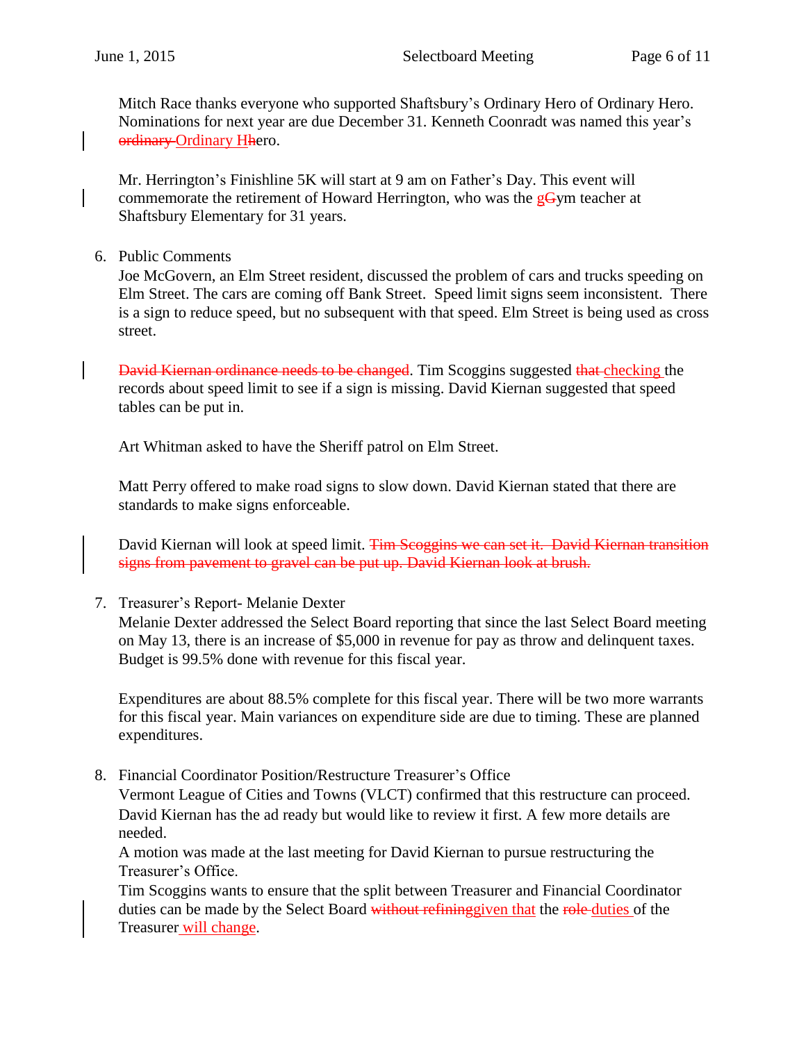Mitch Race thanks everyone who supported Shaftsbury's Ordinary Hero of Ordinary Hero. Nominations for next year are due December 31. Kenneth Coonradt was named this year's ~~ordinary~~ Ordinary H~~h~~ero.

Mr. Herrington's Finishline 5K will start at 9 am on Father's Day. This event will commemorate the retirement of Howard Herrington, who was the g~~G~~ym teacher at Shaftsbury Elementary for 31 years.

6. Public Comments

   Joe McGovern, an Elm Street resident, discussed the problem of cars and trucks speeding on Elm Street. The cars are coming off Bank Street. Speed limit signs seem inconsistent. There is a sign to reduce speed, but no subsequent with that speed. Elm Street is being used as cross street.

   ~~David Kiernan ordinance needs to be changed~~. Tim Scoggins suggested ~~that~~ checking the records about speed limit to see if a sign is missing. David Kiernan suggested that speed tables can be put in.

   Art Whitman asked to have the Sheriff patrol on Elm Street.

   Matt Perry offered to make road signs to slow down. David Kiernan stated that there are standards to make signs enforceable.

   David Kiernan will look at speed limit. ~~Tim Scoggins we can set it. David Kiernan transition signs from pavement to gravel can be put up. David Kiernan look at brush.~~

7. Treasurer's Report- Melanie Dexter

   Melanie Dexter addressed the Select Board reporting that since the last Select Board meeting on May 13, there is an increase of $5,000 in revenue for pay as throw and delinquent taxes. Budget is 99.5% done with revenue for this fiscal year.

   Expenditures are about 88.5% complete for this fiscal year. There will be two more warrants for this fiscal year. Main variances on expenditure side are due to timing. These are planned expenditures.

8. Financial Coordinator Position/Restructure Treasurer's Office

   Vermont League of Cities and Towns (VLCT) confirmed that this restructure can proceed. David Kiernan has the ad ready but would like to review it first. A few more details are needed.

   A motion was made at the last meeting for David Kiernan to pursue restructuring the Treasurer's Office.

   Tim Scoggins wants to ensure that the split between Treasurer and Financial Coordinator duties can be made by the Select Board ~~without refining~~given that the ~~role~~ duties of the Treasurer will change.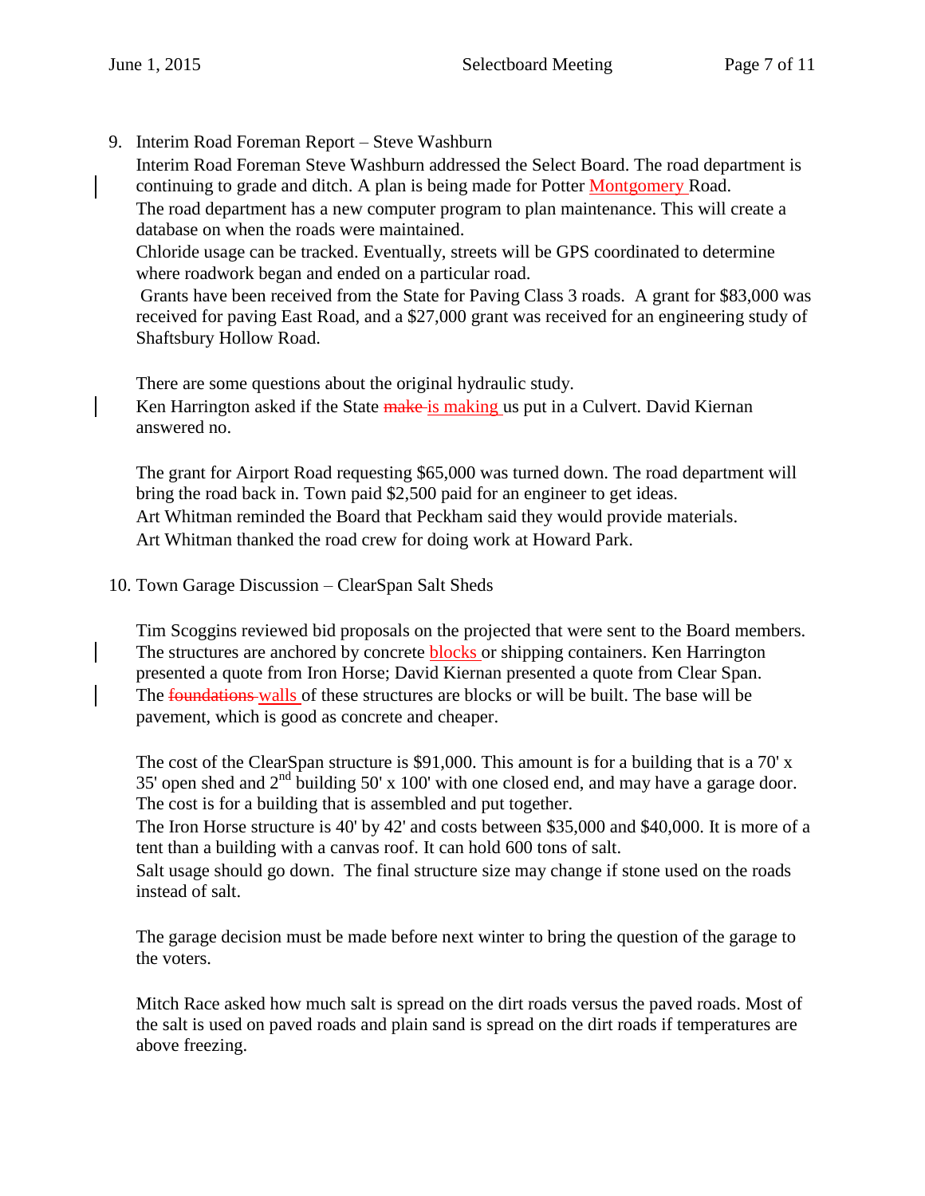9. Interim Road Foreman Report – Steve Washburn

Interim Road Foreman Steve Washburn addressed the Select Board. The road department is continuing to grade and ditch. A plan is being made for Potter Montgomery Road.

The road department has a new computer program to plan maintenance. This will create a database on when the roads were maintained.

Chloride usage can be tracked. Eventually, streets will be GPS coordinated to determine where roadwork began and ended on a particular road.

Grants have been received from the State for Paving Class 3 roads. A grant for $83,000 was received for paving East Road, and a $27,000 grant was received for an engineering study of Shaftsbury Hollow Road.

There are some questions about the original hydraulic study.

Ken Harrington asked if the State ~~make~~ is making us put in a Culvert. David Kiernan answered no.

The grant for Airport Road requesting $65,000 was turned down. The road department will bring the road back in. Town paid $2,500 paid for an engineer to get ideas.

Art Whitman reminded the Board that Peckham said they would provide materials.

Art Whitman thanked the road crew for doing work at Howard Park.

10. Town Garage Discussion – ClearSpan Salt Sheds

Tim Scoggins reviewed bid proposals on the projected that were sent to the Board members. The structures are anchored by concrete blocks or shipping containers. Ken Harrington presented a quote from Iron Horse; David Kiernan presented a quote from Clear Span. The ~~foundations~~ walls of these structures are blocks or will be built. The base will be pavement, which is good as concrete and cheaper.

The cost of the ClearSpan structure is $91,000. This amount is for a building that is a 70' x 35' open shed and 2nd building 50' x 100' with one closed end, and may have a garage door. The cost is for a building that is assembled and put together.

The Iron Horse structure is 40' by 42' and costs between $35,000 and $40,000. It is more of a tent than a building with a canvas roof. It can hold 600 tons of salt.

Salt usage should go down. The final structure size may change if stone used on the roads instead of salt.

The garage decision must be made before next winter to bring the question of the garage to the voters.

Mitch Race asked how much salt is spread on the dirt roads versus the paved roads. Most of the salt is used on paved roads and plain sand is spread on the dirt roads if temperatures are above freezing.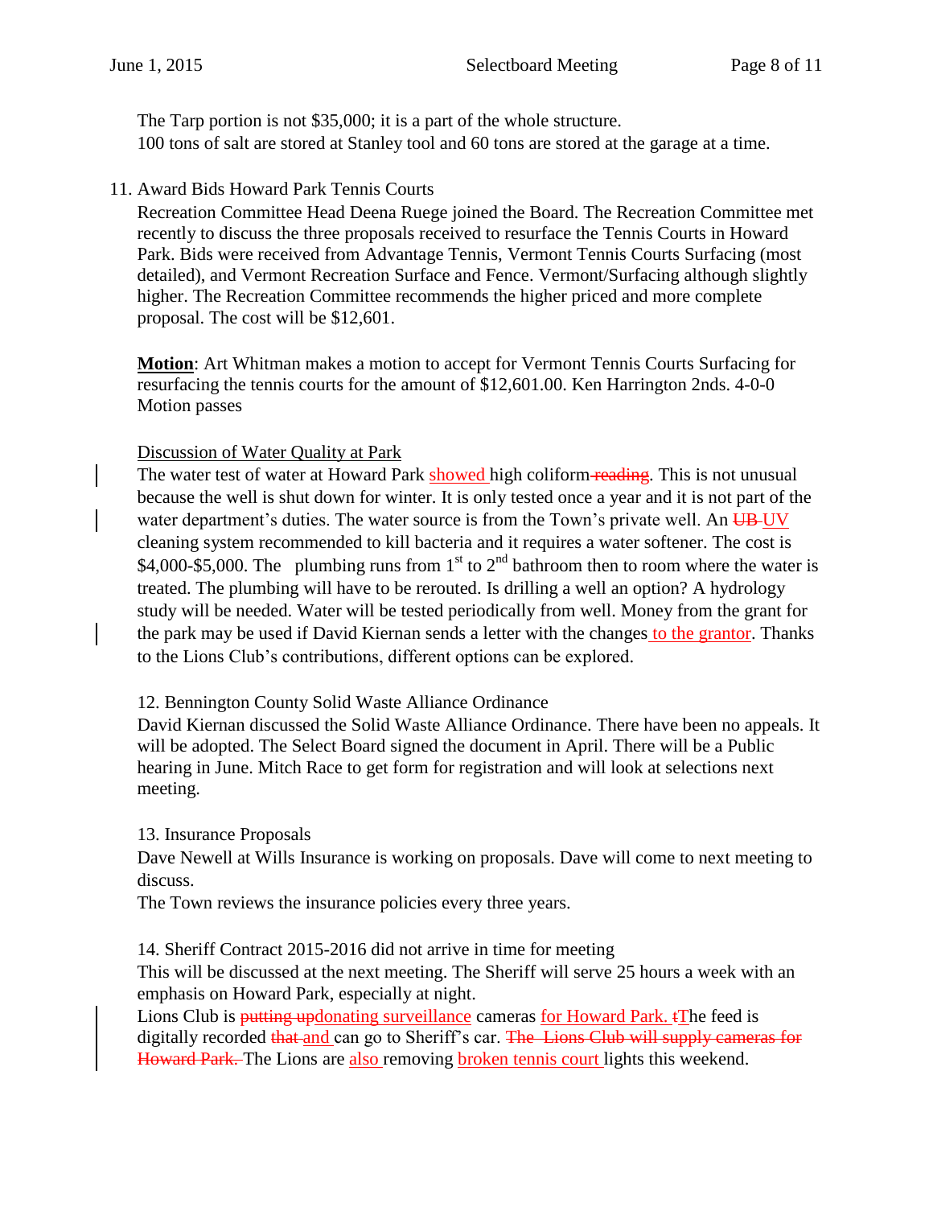The Tarp portion is not $35,000; it is a part of the whole structure.
100 tons of salt are stored at Stanley tool and 60 tons are stored at the garage at a time.

11. Award Bids Howard Park Tennis Courts

Recreation Committee Head Deena Ruege joined the Board. The Recreation Committee met recently to discuss the three proposals received to resurface the Tennis Courts in Howard Park. Bids were received from Advantage Tennis, Vermont Tennis Courts Surfacing (most detailed), and Vermont Recreation Surface and Fence. Vermont/Surfacing although slightly higher. The Recreation Committee recommends the higher priced and more complete proposal. The cost will be $12,601.

**<u>Motion</u>**: Art Whitman makes a motion to accept for Vermont Tennis Courts Surfacing for resurfacing the tennis courts for the amount of $12,601.00. Ken Harrington 2nds. 4-0-0 Motion passes

<u>Discussion of Water Quality at Park</u>

The water test of water at Howard Park <u>showed</u> high coliform ~~reading~~. This is not unusual because the well is shut down for winter. It is only tested once a year and it is not part of the water department's duties. The water source is from the Town's private well. An ~~UB~~ <u>UV</u> cleaning system recommended to kill bacteria and it requires a water softener. The cost is $4,000-$5,000. The plumbing runs from 1st to 2nd bathroom then to room where the water is treated. The plumbing will have to be rerouted. Is drilling a well an option? A hydrology study will be needed. Water will be tested periodically from well. Money from the grant for the park may be used if David Kiernan sends a letter with the changes <u>to the grantor</u>. Thanks to the Lions Club's contributions, different options can be explored.

12. Bennington County Solid Waste Alliance Ordinance

David Kiernan discussed the Solid Waste Alliance Ordinance. There have been no appeals. It will be adopted. The Select Board signed the document in April. There will be a Public hearing in June. Mitch Race to get form for registration and will look at selections next meeting.

13. Insurance Proposals

Dave Newell at Wills Insurance is working on proposals. Dave will come to next meeting to discuss.

The Town reviews the insurance policies every three years.

14. Sheriff Contract 2015-2016 did not arrive in time for meeting

This will be discussed at the next meeting. The Sheriff will serve 25 hours a week with an emphasis on Howard Park, especially at night.

Lions Club is ~~putting up~~<u>donating surveillance</u> cameras <u>for Howard Park.</u> ~~t~~<u>T</u>he feed is digitally recorded ~~that~~ <u>and</u> can go to Sheriff's car. ~~The Lions Club will supply cameras for Howard Park.~~ The Lions are <u>also</u> removing <u>broken tennis court</u> lights this weekend.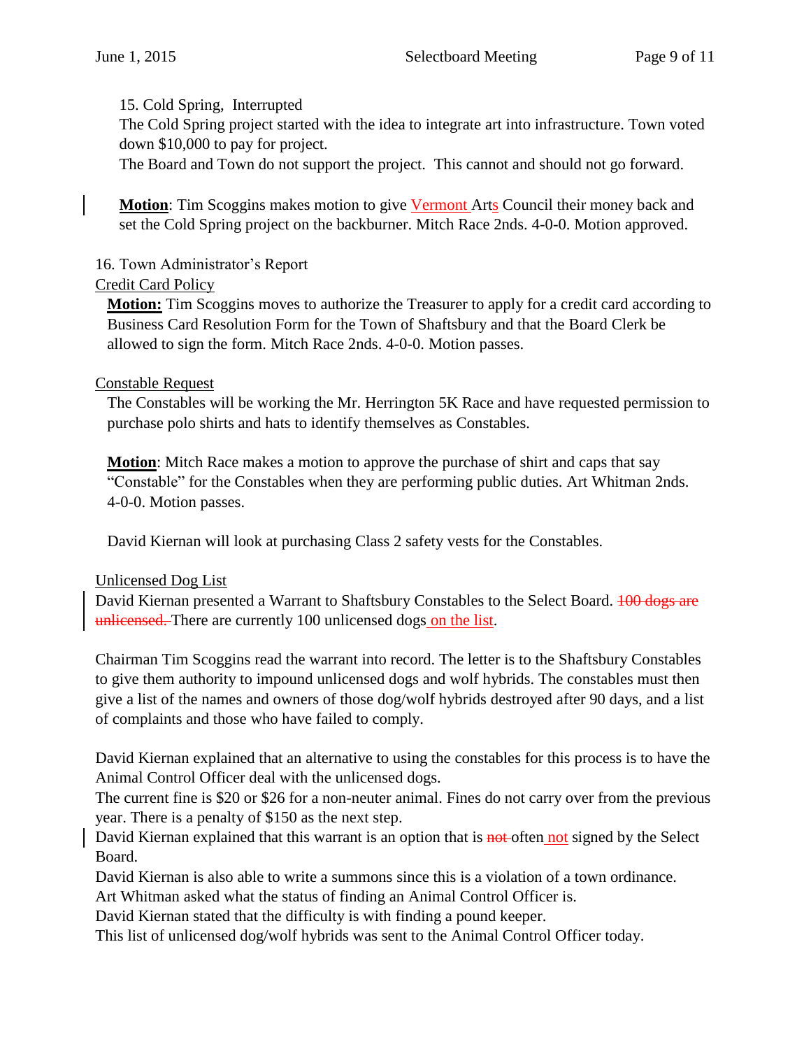15. Cold Spring, Interrupted

The Cold Spring project started with the idea to integrate art into infrastructure. Town voted down $10,000 to pay for project.

The Board and Town do not support the project. This cannot and should not go forward.

**Motion**: Tim Scoggins makes motion to give Vermont Arts Council their money back and set the Cold Spring project on the backburner. Mitch Race 2nds. 4-0-0. Motion approved.

16. Town Administrator's Report

Credit Card Policy

**Motion:** Tim Scoggins moves to authorize the Treasurer to apply for a credit card according to Business Card Resolution Form for the Town of Shaftsbury and that the Board Clerk be allowed to sign the form. Mitch Race 2nds. 4-0-0. Motion passes.

Constable Request

The Constables will be working the Mr. Herrington 5K Race and have requested permission to purchase polo shirts and hats to identify themselves as Constables.

**Motion**: Mitch Race makes a motion to approve the purchase of shirt and caps that say "Constable" for the Constables when they are performing public duties. Art Whitman 2nds. 4-0-0. Motion passes.

David Kiernan will look at purchasing Class 2 safety vests for the Constables.

Unlicensed Dog List

David Kiernan presented a Warrant to Shaftsbury Constables to the Select Board. ~~100 dogs are unlicensed.~~ There are currently 100 unlicensed dogs on the list.

Chairman Tim Scoggins read the warrant into record. The letter is to the Shaftsbury Constables to give them authority to impound unlicensed dogs and wolf hybrids. The constables must then give a list of the names and owners of those dog/wolf hybrids destroyed after 90 days, and a list of complaints and those who have failed to comply.

David Kiernan explained that an alternative to using the constables for this process is to have the Animal Control Officer deal with the unlicensed dogs.

The current fine is $20 or $26 for a non-neuter animal. Fines do not carry over from the previous year. There is a penalty of $150 as the next step.

David Kiernan explained that this warrant is an option that is ~~not~~ often not signed by the Select Board.

David Kiernan is also able to write a summons since this is a violation of a town ordinance.

Art Whitman asked what the status of finding an Animal Control Officer is.

David Kiernan stated that the difficulty is with finding a pound keeper.

This list of unlicensed dog/wolf hybrids was sent to the Animal Control Officer today.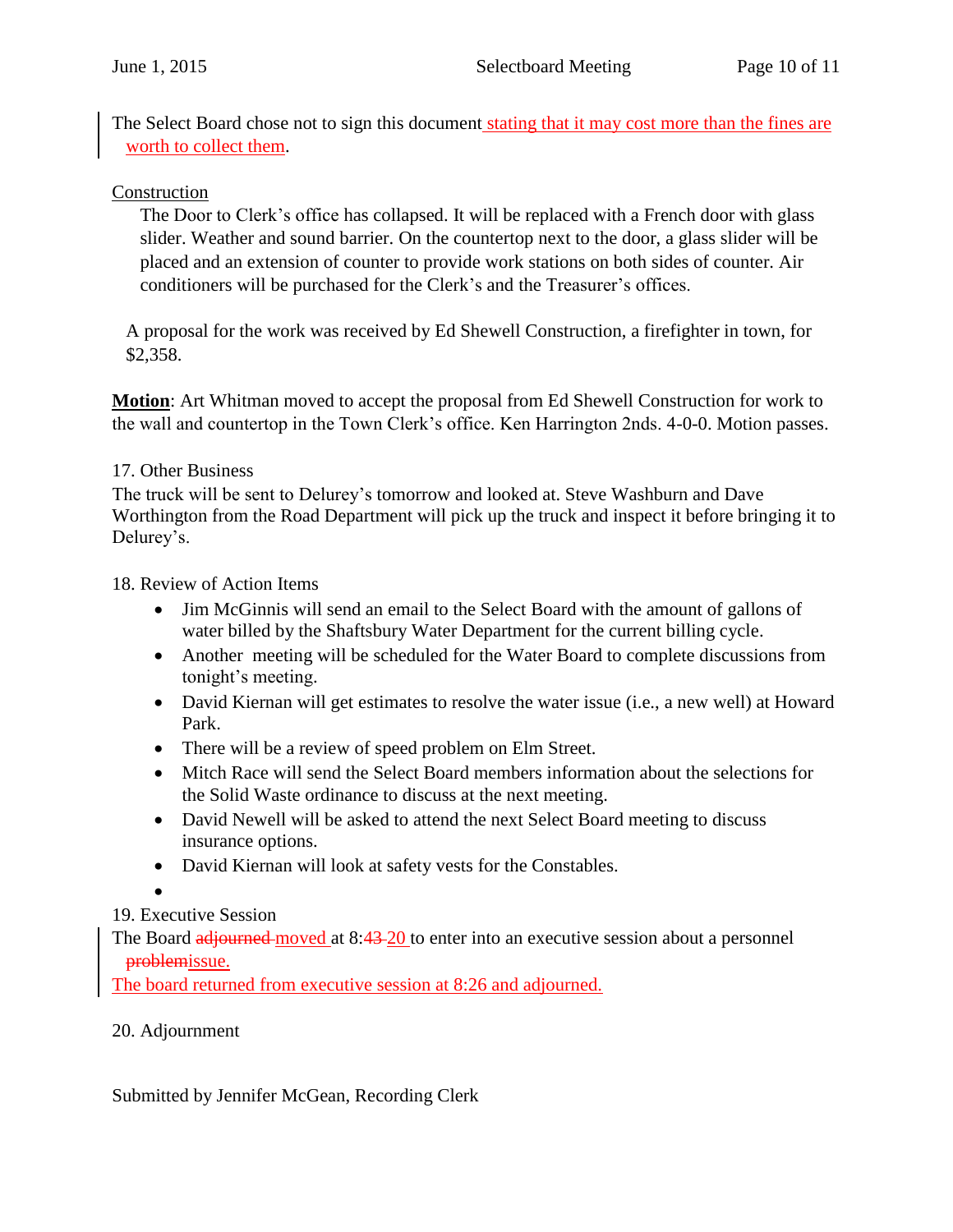The Select Board chose not to sign this document stating that it may cost more than the fines are worth to collect them.

Construction

The Door to Clerk's office has collapsed. It will be replaced with a French door with glass slider. Weather and sound barrier. On the countertop next to the door, a glass slider will be placed and an extension of counter to provide work stations on both sides of counter. Air conditioners will be purchased for the Clerk's and the Treasurer's offices.

A proposal for the work was received by Ed Shewell Construction, a firefighter in town, for $2,358.

**Motion**: Art Whitman moved to accept the proposal from Ed Shewell Construction for work to the wall and countertop in the Town Clerk's office. Ken Harrington 2nds. 4-0-0. Motion passes.

17. Other Business

The truck will be sent to Delurey's tomorrow and looked at. Steve Washburn and Dave Worthington from the Road Department will pick up the truck and inspect it before bringing it to Delurey's.

18. Review of Action Items

- Jim McGinnis will send an email to the Select Board with the amount of gallons of water billed by the Shaftsbury Water Department for the current billing cycle.
- Another meeting will be scheduled for the Water Board to complete discussions from tonight's meeting.
- David Kiernan will get estimates to resolve the water issue (i.e., a new well) at Howard Park.
- There will be a review of speed problem on Elm Street.
- Mitch Race will send the Select Board members information about the selections for the Solid Waste ordinance to discuss at the next meeting.
- David Newell will be asked to attend the next Select Board meeting to discuss insurance options.
- David Kiernan will look at safety vests for the Constables.
-

19. Executive Session

The Board ~~adjourned~~ moved at 8:~~43~~ 20 to enter into an executive session about a personnel ~~problem~~issue.

The board returned from executive session at 8:26 and adjourned.

20. Adjournment

Submitted by Jennifer McGean, Recording Clerk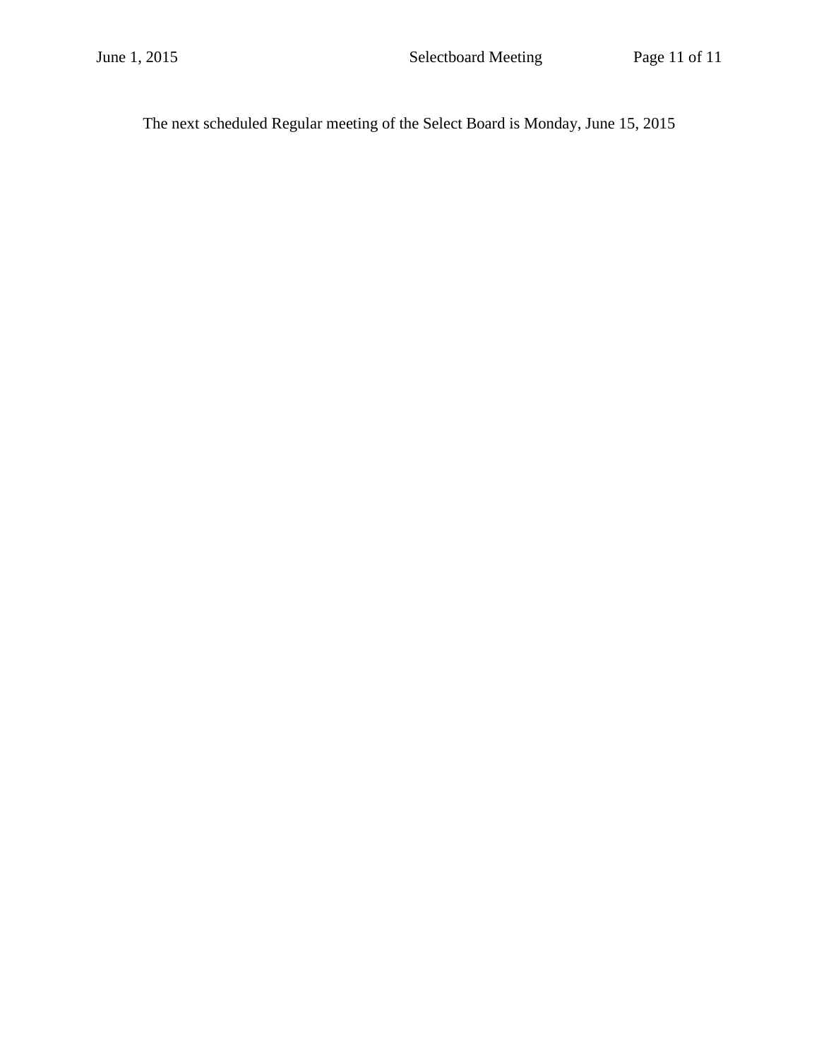The next scheduled Regular meeting of the Select Board is Monday, June 15, 2015